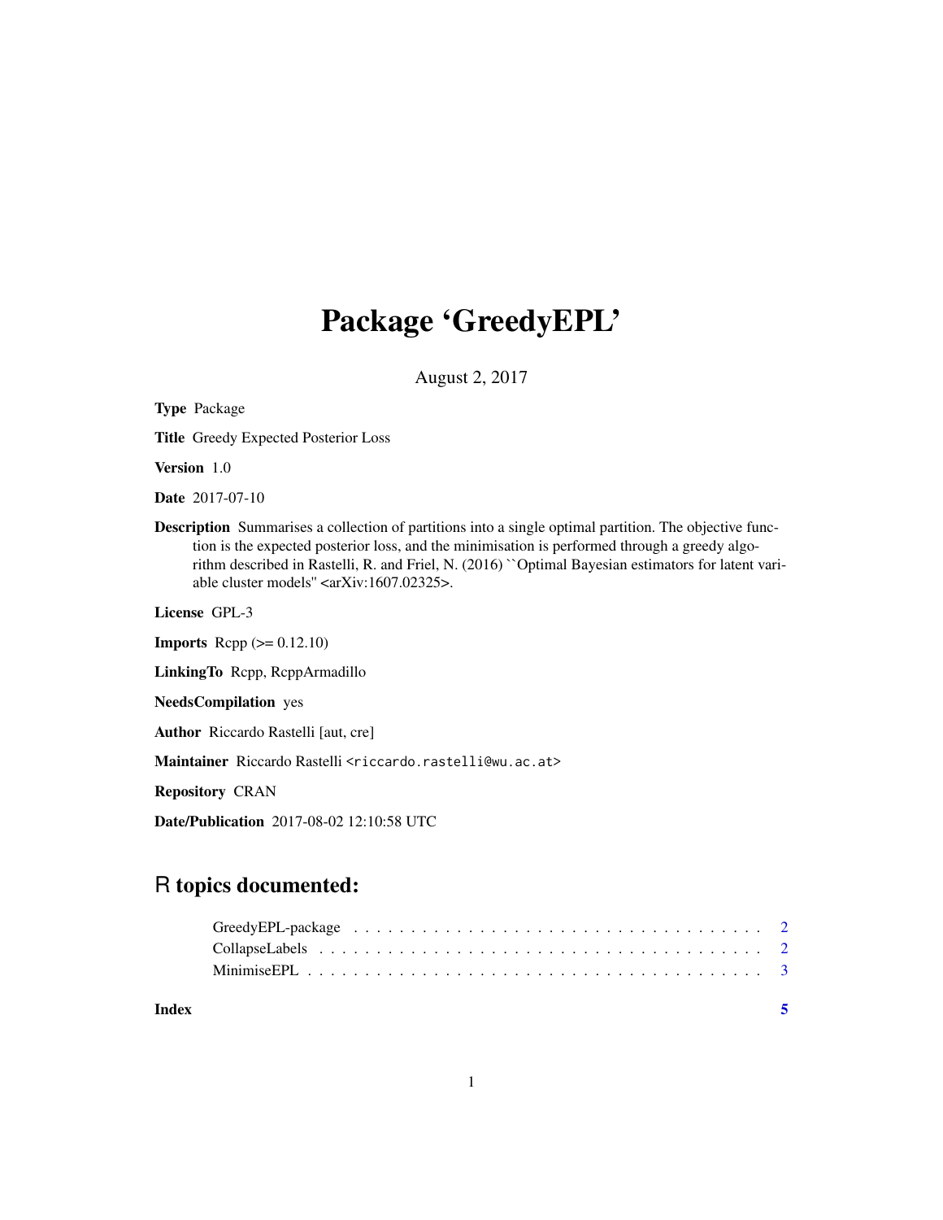# Package 'GreedyEPL'

August 2, 2017

**Type** Package

**Title** Greedy Expected Posterior Loss

**Version** 1.0

**Date** 2017-07-10

**Description** Summarises a collection of partitions into a single optimal partition. The objective function is the expected posterior loss, and the minimisation is performed through a greedy algorithm described in Rastelli, R. and Friel, N. (2016) ``Optimal Bayesian estimators for latent variable cluster models'' <arXiv:1607.02325>.

**License** GPL-3

**Imports** Rcpp (>= 0.12.10)

**LinkingTo** Rcpp, RcppArmadillo

**NeedsCompilation** yes

**Author** Riccardo Rastelli [aut, cre]

**Maintainer** Riccardo Rastelli <riccardo.rastelli@wu.ac.at>

**Repository** CRAN

**Date/Publication** 2017-08-02 12:10:58 UTC

## R topics documented:

| | |
|---|---|
| GreedyEPL-package | 2 |
| CollapseLabels | 2 |
| MinimiseEPL | 3 |
| **Index** | **5** |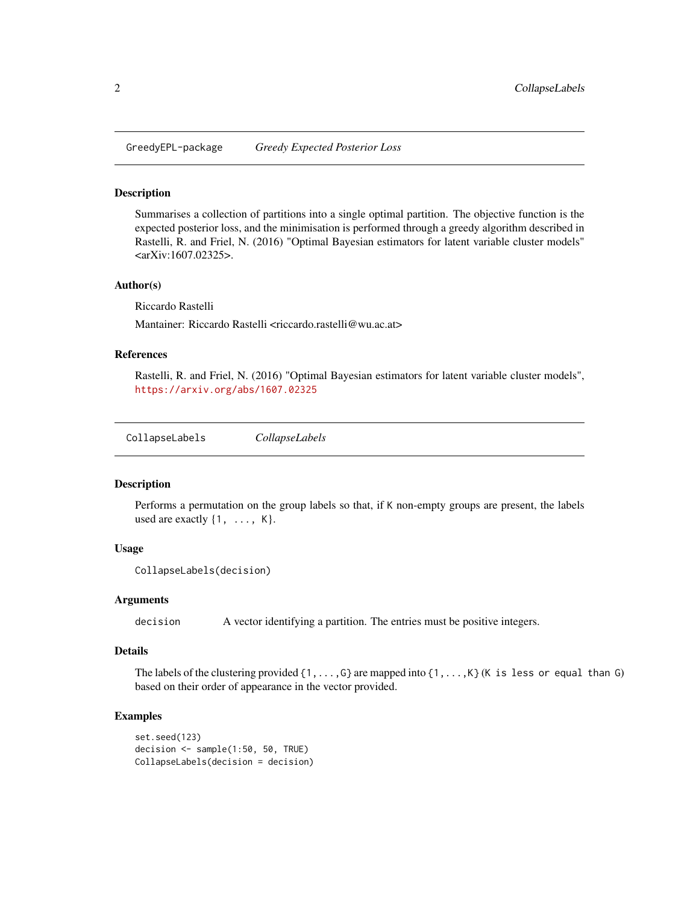## GreedyEPL-package *Greedy Expected Posterior Loss*

### Description

Summarises a collection of partitions into a single optimal partition. The objective function is the expected posterior loss, and the minimisation is performed through a greedy algorithm described in Rastelli, R. and Friel, N. (2016) "Optimal Bayesian estimators for latent variable cluster models" <arXiv:1607.02325>.

### Author(s)

Riccardo Rastelli

Mantainer: Riccardo Rastelli <riccardo.rastelli@wu.ac.at>

### References

Rastelli, R. and Friel, N. (2016) "Optimal Bayesian estimators for latent variable cluster models", https://arxiv.org/abs/1607.02325

## CollapseLabels *CollapseLabels*

### Description

Performs a permutation on the group labels so that, if `K` non-empty groups are present, the labels used are exactly `{1, ..., K}`.

### Usage

```
CollapseLabels(decision)
```

### Arguments

| | |
|---|---|
| decision | A vector identifying a partition. The entries must be positive integers. |

### Details

The labels of the clustering provided `{1,...,G}` are mapped into `{1,...,K}` (`K is less or equal than G`) based on their order of appearance in the vector provided.

### Examples

```
set.seed(123)
decision <- sample(1:50, 50, TRUE)
CollapseLabels(decision = decision)
```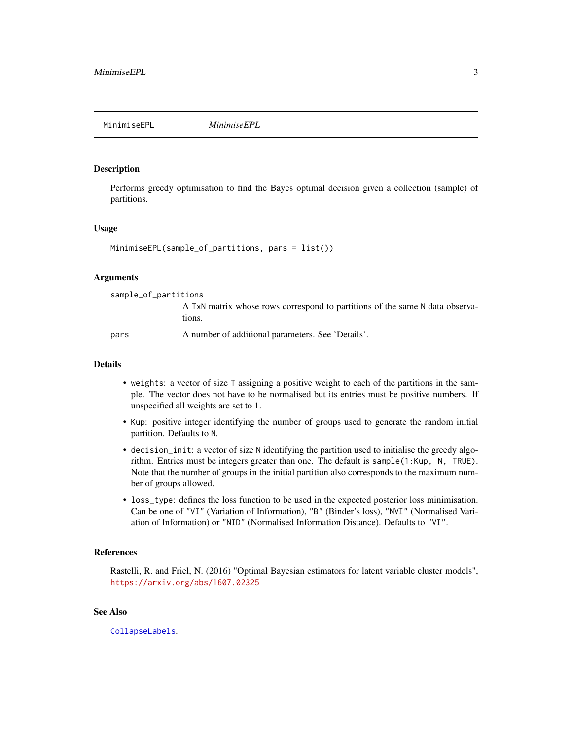# MinimiseEPL

*MinimiseEPL*

## Description

Performs greedy optimisation to find the Bayes optimal decision given a collection (sample) of partitions.

## Usage

```
MinimiseEPL(sample_of_partitions, pars = list())
```

## Arguments

| Argument | Description |
| --- | --- |
| `sample_of_partitions` | A `TxN` matrix whose rows correspond to partitions of the same `N` data observations. |
| `pars` | A number of additional parameters. See 'Details'. |

## Details

- `weights`: a vector of size `T` assigning a positive weight to each of the partitions in the sample. The vector does not have to be normalised but its entries must be positive numbers. If unspecified all weights are set to 1.
- `Kup`: positive integer identifying the number of groups used to generate the random initial partition. Defaults to `N`.
- `decision_init`: a vector of size `N` identifying the partition used to initialise the greedy algorithm. Entries must be integers greater than one. The default is `sample(1:Kup, N, TRUE)`. Note that the number of groups in the initial partition also corresponds to the maximum number of groups allowed.
- `loss_type`: defines the loss function to be used in the expected posterior loss minimisation. Can be one of `"VI"` (Variation of Information), `"B"` (Binder's loss), `"NVI"` (Normalised Variation of Information) or `"NID"` (Normalised Information Distance). Defaults to `"VI"`.

## References

Rastelli, R. and Friel, N. (2016) "Optimal Bayesian estimators for latent variable cluster models", https://arxiv.org/abs/1607.02325

## See Also

`CollapseLabels`.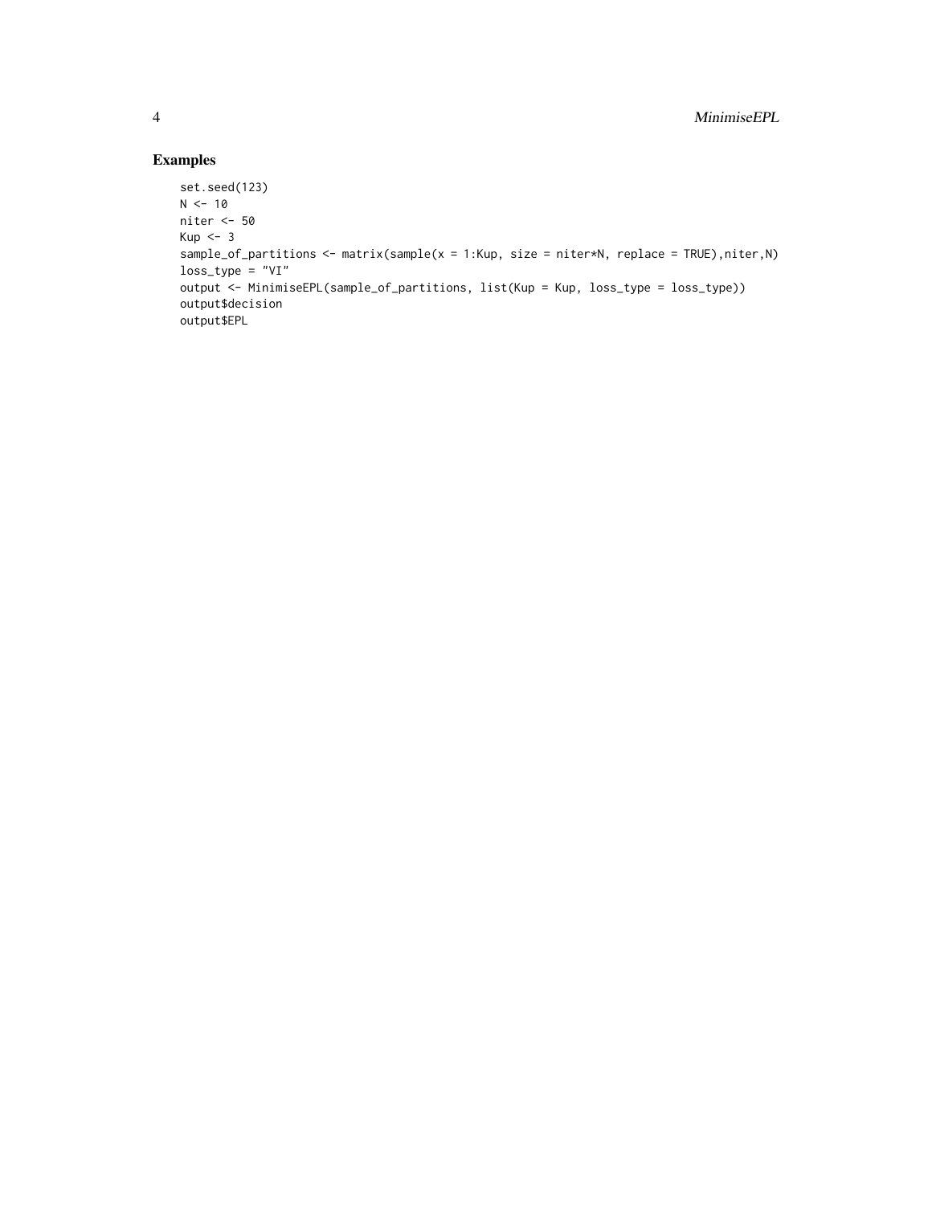## Examples

```
set.seed(123)
N <- 10
niter <- 50
Kup <- 3
sample_of_partitions <- matrix(sample(x = 1:Kup, size = niter*N, replace = TRUE),niter,N)
loss_type = "VI"
output <- MinimiseEPL(sample_of_partitions, list(Kup = Kup, loss_type = loss_type))
output$decision
output$EPL
```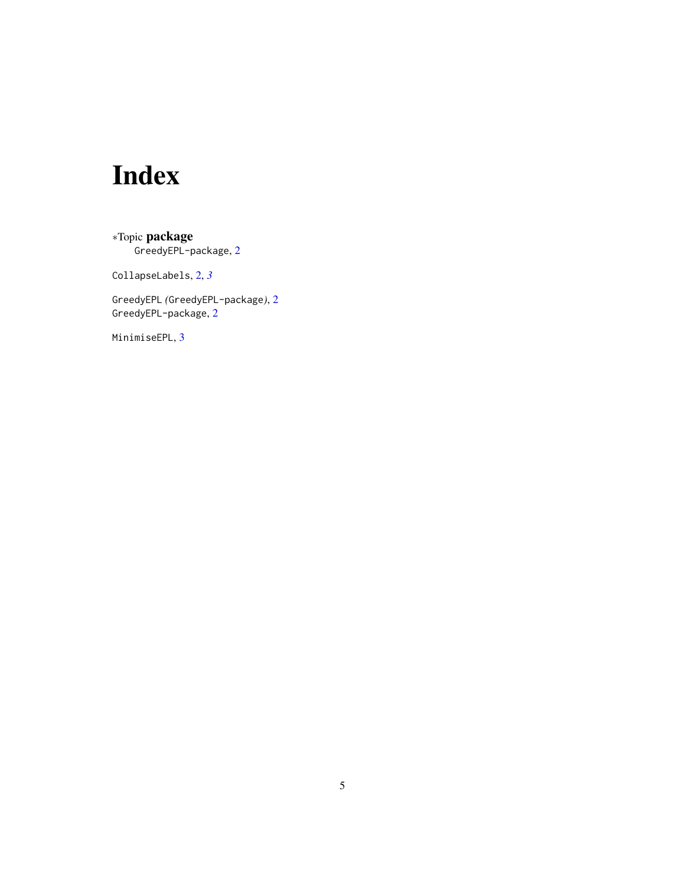# Index

∗Topic **package**
    GreedyEPL-package, 2

CollapseLabels, 2, *3*

GreedyEPL *(*GreedyEPL-package*)*, 2
GreedyEPL-package, 2

MinimiseEPL, 3